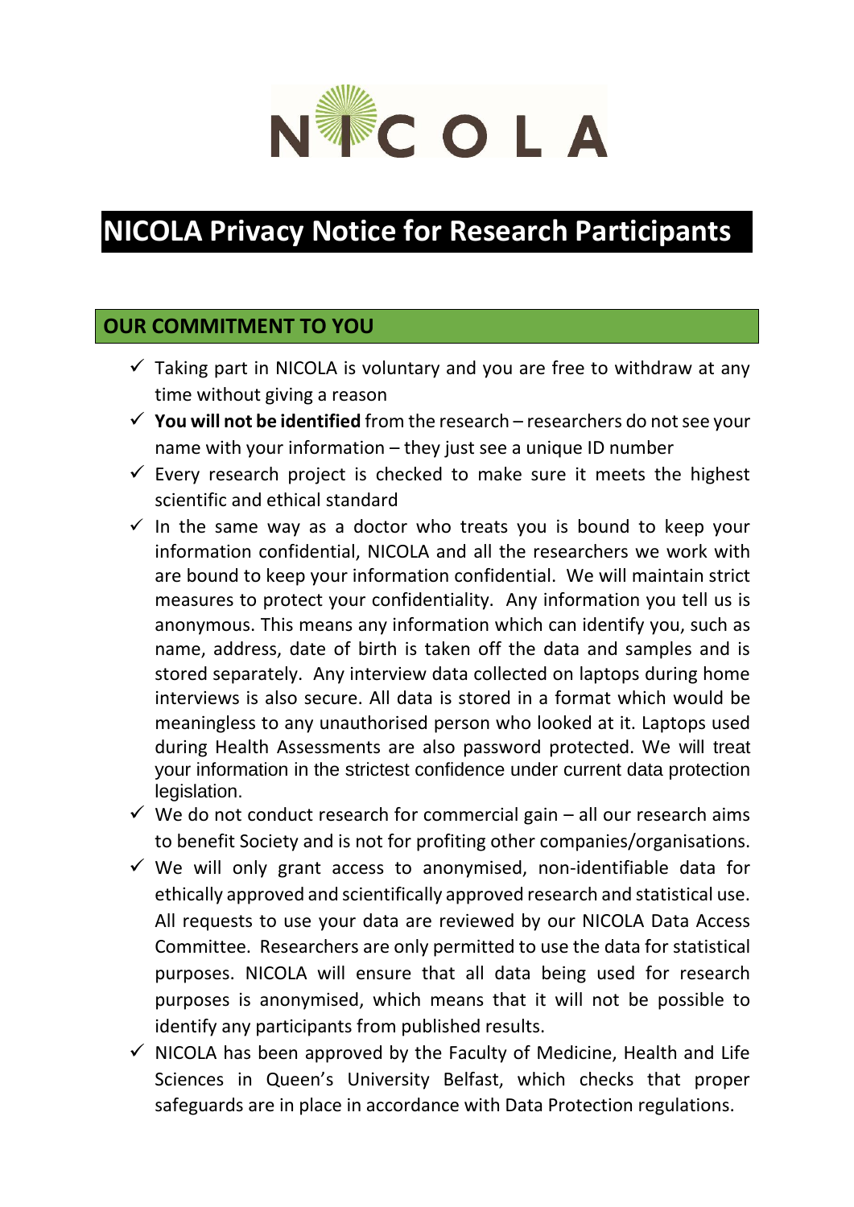NICOLA

# NICOLA Privacy Notice for Research Participants

## OUR COMMITMENT TO YOU

- ✓ Taking part in NICOLA is voluntary and you are free to withdraw at any time without giving a reason
- ✓ **You will not be identified** from the research – researchers do not see your name with your information – they just see a unique ID number
- ✓ Every research project is checked to make sure it meets the highest scientific and ethical standard
- ✓ In the same way as a doctor who treats you is bound to keep your information confidential, NICOLA and all the researchers we work with are bound to keep your information confidential. We will maintain strict measures to protect your confidentiality. Any information you tell us is anonymous. This means any information which can identify you, such as name, address, date of birth is taken off the data and samples and is stored separately. Any interview data collected on laptops during home interviews is also secure. All data is stored in a format which would be meaningless to any unauthorised person who looked at it. Laptops used during Health Assessments are also password protected. We will treat your information in the strictest confidence under current data protection legislation.
- ✓ We do not conduct research for commercial gain – all our research aims to benefit Society and is not for profiting other companies/organisations.
- ✓ We will only grant access to anonymised, non-identifiable data for ethically approved and scientifically approved research and statistical use. All requests to use your data are reviewed by our NICOLA Data Access Committee. Researchers are only permitted to use the data for statistical purposes. NICOLA will ensure that all data being used for research purposes is anonymised, which means that it will not be possible to identify any participants from published results.
- ✓ NICOLA has been approved by the Faculty of Medicine, Health and Life Sciences in Queen's University Belfast, which checks that proper safeguards are in place in accordance with Data Protection regulations.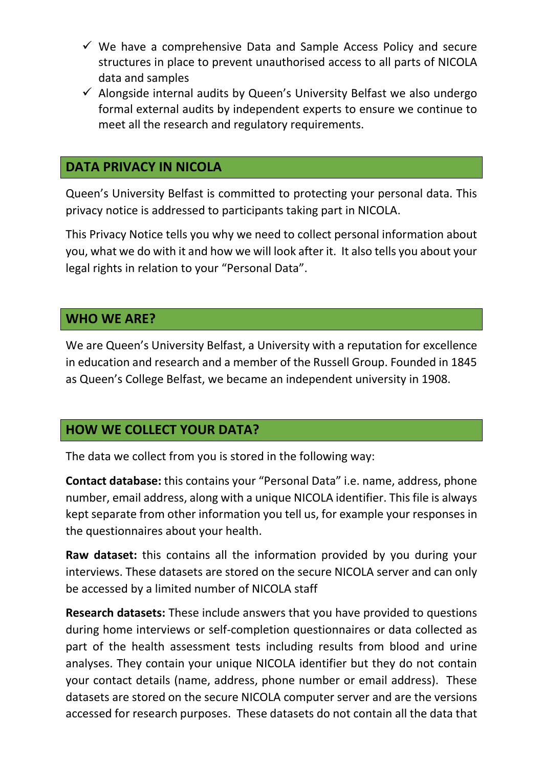- ✓ We have a comprehensive Data and Sample Access Policy and secure structures in place to prevent unauthorised access to all parts of NICOLA data and samples
- ✓ Alongside internal audits by Queen's University Belfast we also undergo formal external audits by independent experts to ensure we continue to meet all the research and regulatory requirements.

## DATA PRIVACY IN NICOLA

Queen's University Belfast is committed to protecting your personal data. This privacy notice is addressed to participants taking part in NICOLA.

This Privacy Notice tells you why we need to collect personal information about you, what we do with it and how we will look after it. It also tells you about your legal rights in relation to your "Personal Data".

## WHO WE ARE?

We are Queen's University Belfast, a University with a reputation for excellence in education and research and a member of the Russell Group. Founded in 1845 as Queen's College Belfast, we became an independent university in 1908.

## HOW WE COLLECT YOUR DATA?

The data we collect from you is stored in the following way:

**Contact database:** this contains your "Personal Data" i.e. name, address, phone number, email address, along with a unique NICOLA identifier. This file is always kept separate from other information you tell us, for example your responses in the questionnaires about your health.

**Raw dataset:** this contains all the information provided by you during your interviews. These datasets are stored on the secure NICOLA server and can only be accessed by a limited number of NICOLA staff

**Research datasets:** These include answers that you have provided to questions during home interviews or self-completion questionnaires or data collected as part of the health assessment tests including results from blood and urine analyses. They contain your unique NICOLA identifier but they do not contain your contact details (name, address, phone number or email address). These datasets are stored on the secure NICOLA computer server and are the versions accessed for research purposes. These datasets do not contain all the data that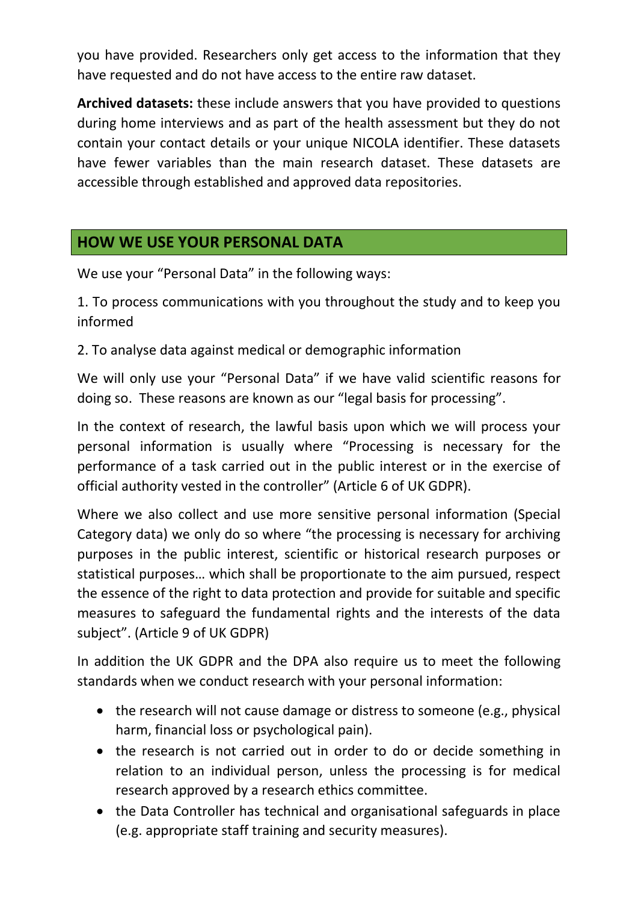you have provided. Researchers only get access to the information that they have requested and do not have access to the entire raw dataset.

**Archived datasets:** these include answers that you have provided to questions during home interviews and as part of the health assessment but they do not contain your contact details or your unique NICOLA identifier. These datasets have fewer variables than the main research dataset. These datasets are accessible through established and approved data repositories.

## HOW WE USE YOUR PERSONAL DATA

We use your "Personal Data" in the following ways:

1. To process communications with you throughout the study and to keep you informed

2. To analyse data against medical or demographic information

We will only use your "Personal Data" if we have valid scientific reasons for doing so. These reasons are known as our "legal basis for processing".

In the context of research, the lawful basis upon which we will process your personal information is usually where "Processing is necessary for the performance of a task carried out in the public interest or in the exercise of official authority vested in the controller" (Article 6 of UK GDPR).

Where we also collect and use more sensitive personal information (Special Category data) we only do so where "the processing is necessary for archiving purposes in the public interest, scientific or historical research purposes or statistical purposes… which shall be proportionate to the aim pursued, respect the essence of the right to data protection and provide for suitable and specific measures to safeguard the fundamental rights and the interests of the data subject". (Article 9 of UK GDPR)

In addition the UK GDPR and the DPA also require us to meet the following standards when we conduct research with your personal information:

- the research will not cause damage or distress to someone (e.g., physical harm, financial loss or psychological pain).
- the research is not carried out in order to do or decide something in relation to an individual person, unless the processing is for medical research approved by a research ethics committee.
- the Data Controller has technical and organisational safeguards in place (e.g. appropriate staff training and security measures).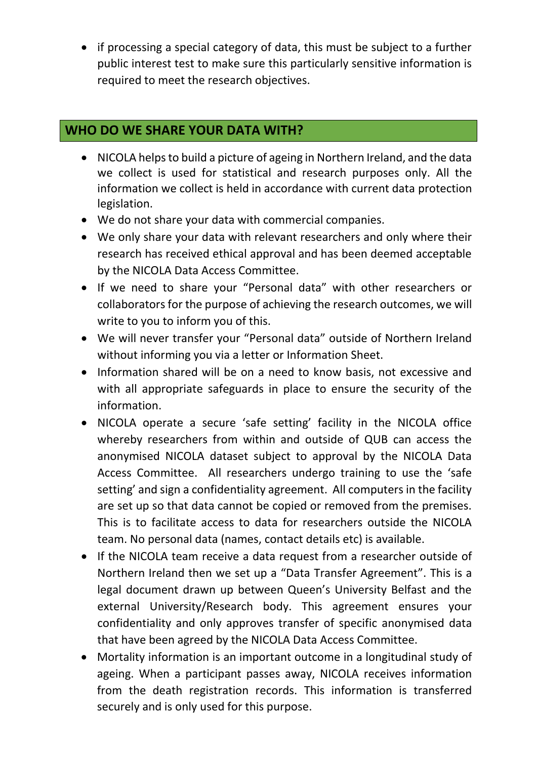- if processing a special category of data, this must be subject to a further public interest test to make sure this particularly sensitive information is required to meet the research objectives.

## WHO DO WE SHARE YOUR DATA WITH?

- NICOLA helps to build a picture of ageing in Northern Ireland, and the data we collect is used for statistical and research purposes only. All the information we collect is held in accordance with current data protection legislation.
- We do not share your data with commercial companies.
- We only share your data with relevant researchers and only where their research has received ethical approval and has been deemed acceptable by the NICOLA Data Access Committee.
- If we need to share your "Personal data" with other researchers or collaborators for the purpose of achieving the research outcomes, we will write to you to inform you of this.
- We will never transfer your "Personal data" outside of Northern Ireland without informing you via a letter or Information Sheet.
- Information shared will be on a need to know basis, not excessive and with all appropriate safeguards in place to ensure the security of the information.
- NICOLA operate a secure 'safe setting' facility in the NICOLA office whereby researchers from within and outside of QUB can access the anonymised NICOLA dataset subject to approval by the NICOLA Data Access Committee. All researchers undergo training to use the 'safe setting' and sign a confidentiality agreement. All computers in the facility are set up so that data cannot be copied or removed from the premises. This is to facilitate access to data for researchers outside the NICOLA team. No personal data (names, contact details etc) is available.
- If the NICOLA team receive a data request from a researcher outside of Northern Ireland then we set up a "Data Transfer Agreement". This is a legal document drawn up between Queen's University Belfast and the external University/Research body. This agreement ensures your confidentiality and only approves transfer of specific anonymised data that have been agreed by the NICOLA Data Access Committee.
- Mortality information is an important outcome in a longitudinal study of ageing. When a participant passes away, NICOLA receives information from the death registration records. This information is transferred securely and is only used for this purpose.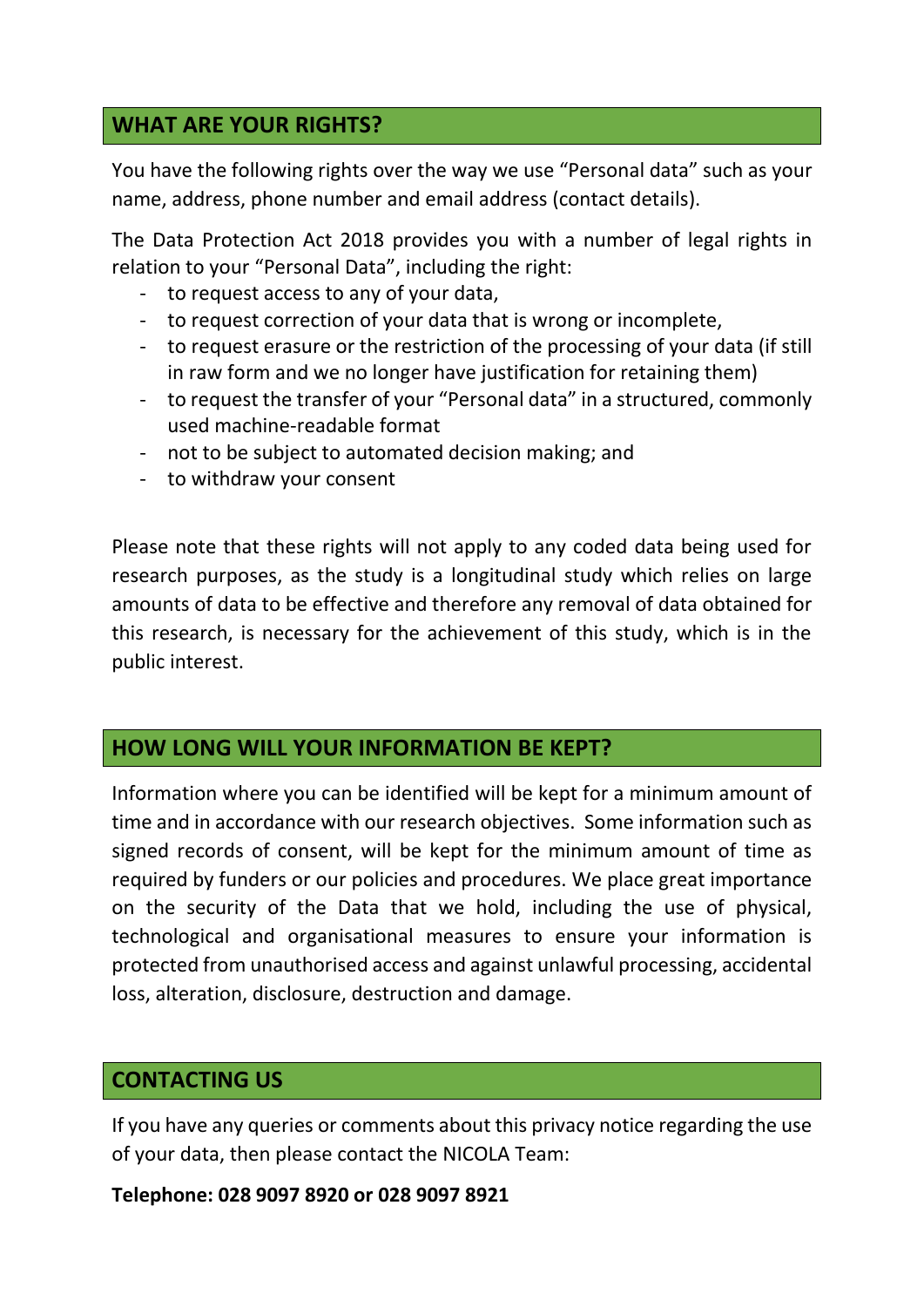## WHAT ARE YOUR RIGHTS?

You have the following rights over the way we use "Personal data" such as your name, address, phone number and email address (contact details).

The Data Protection Act 2018 provides you with a number of legal rights in relation to your "Personal Data", including the right:

- to request access to any of your data,
- to request correction of your data that is wrong or incomplete,
- to request erasure or the restriction of the processing of your data (if still in raw form and we no longer have justification for retaining them)
- to request the transfer of your "Personal data" in a structured, commonly used machine-readable format
- not to be subject to automated decision making; and
- to withdraw your consent

Please note that these rights will not apply to any coded data being used for research purposes, as the study is a longitudinal study which relies on large amounts of data to be effective and therefore any removal of data obtained for this research, is necessary for the achievement of this study, which is in the public interest.

## HOW LONG WILL YOUR INFORMATION BE KEPT?

Information where you can be identified will be kept for a minimum amount of time and in accordance with our research objectives. Some information such as signed records of consent, will be kept for the minimum amount of time as required by funders or our policies and procedures. We place great importance on the security of the Data that we hold, including the use of physical, technological and organisational measures to ensure your information is protected from unauthorised access and against unlawful processing, accidental loss, alteration, disclosure, destruction and damage.

## CONTACTING US

If you have any queries or comments about this privacy notice regarding the use of your data, then please contact the NICOLA Team:

**Telephone: 028 9097 8920 or 028 9097 8921**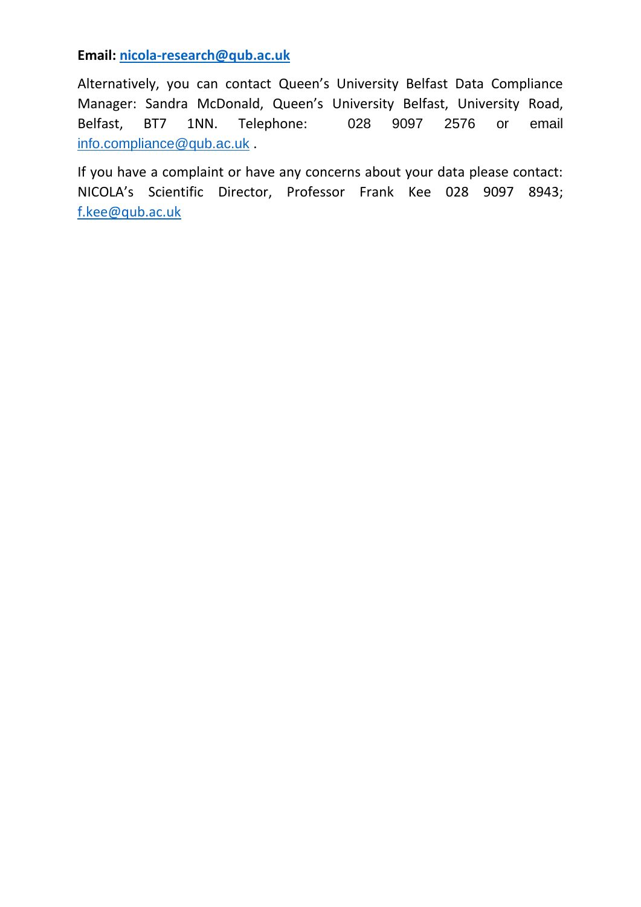**Email: nicola-research@qub.ac.uk**

Alternatively, you can contact Queen's University Belfast Data Compliance Manager: Sandra McDonald, Queen's University Belfast, University Road, Belfast, BT7 1NN. Telephone: 028 9097 2576 or email info.compliance@qub.ac.uk .

If you have a complaint or have any concerns about your data please contact: NICOLA's Scientific Director, Professor Frank Kee 028 9097 8943; f.kee@qub.ac.uk